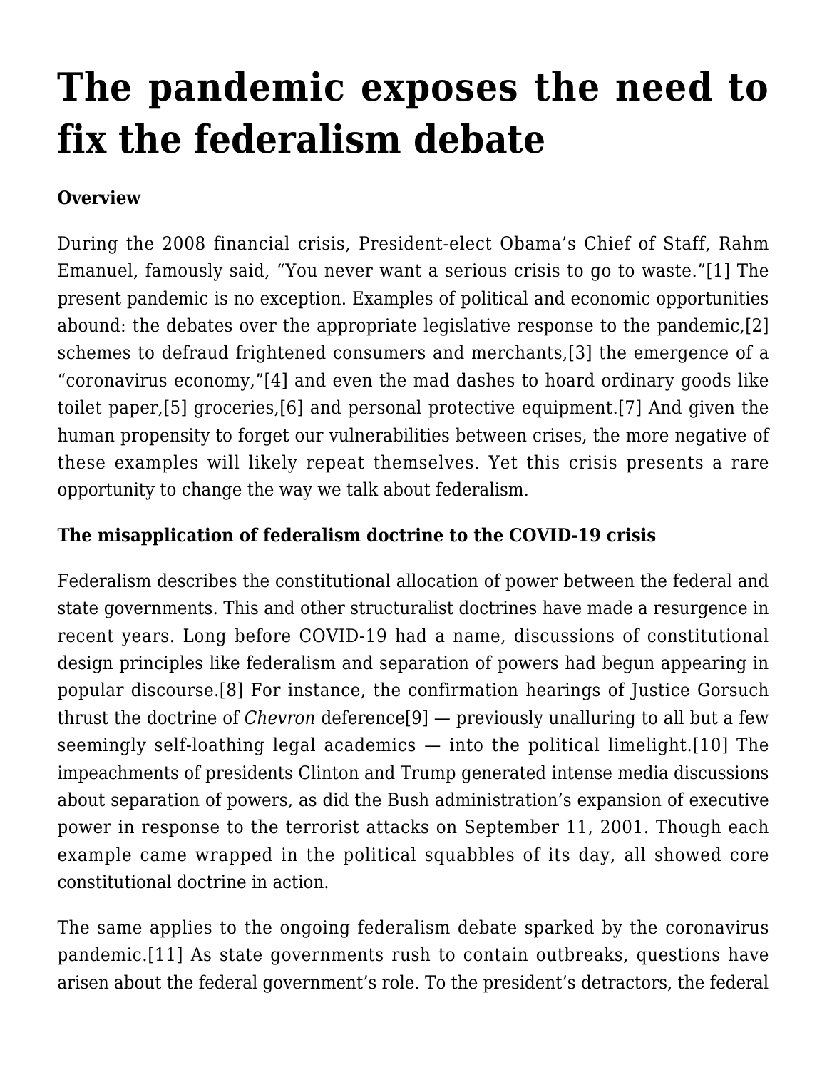# The pandemic exposes the need to fix the federalism debate

**Overview**

During the 2008 financial crisis, President-elect Obama's Chief of Staff, Rahm Emanuel, famously said, "You never want a serious crisis to go to waste."[1] The present pandemic is no exception. Examples of political and economic opportunities abound: the debates over the appropriate legislative response to the pandemic,[2] schemes to defraud frightened consumers and merchants,[3] the emergence of a "coronavirus economy,"[4] and even the mad dashes to hoard ordinary goods like toilet paper,[5] groceries,[6] and personal protective equipment.[7] And given the human propensity to forget our vulnerabilities between crises, the more negative of these examples will likely repeat themselves. Yet this crisis presents a rare opportunity to change the way we talk about federalism.

**The misapplication of federalism doctrine to the COVID-19 crisis**

Federalism describes the constitutional allocation of power between the federal and state governments. This and other structuralist doctrines have made a resurgence in recent years. Long before COVID-19 had a name, discussions of constitutional design principles like federalism and separation of powers had begun appearing in popular discourse.[8] For instance, the confirmation hearings of Justice Gorsuch thrust the doctrine of *Chevron* deference[9] — previously unalluring to all but a few seemingly self-loathing legal academics — into the political limelight.[10] The impeachments of presidents Clinton and Trump generated intense media discussions about separation of powers, as did the Bush administration's expansion of executive power in response to the terrorist attacks on September 11, 2001. Though each example came wrapped in the political squabbles of its day, all showed core constitutional doctrine in action.

The same applies to the ongoing federalism debate sparked by the coronavirus pandemic.[11] As state governments rush to contain outbreaks, questions have arisen about the federal government's role. To the president's detractors, the federal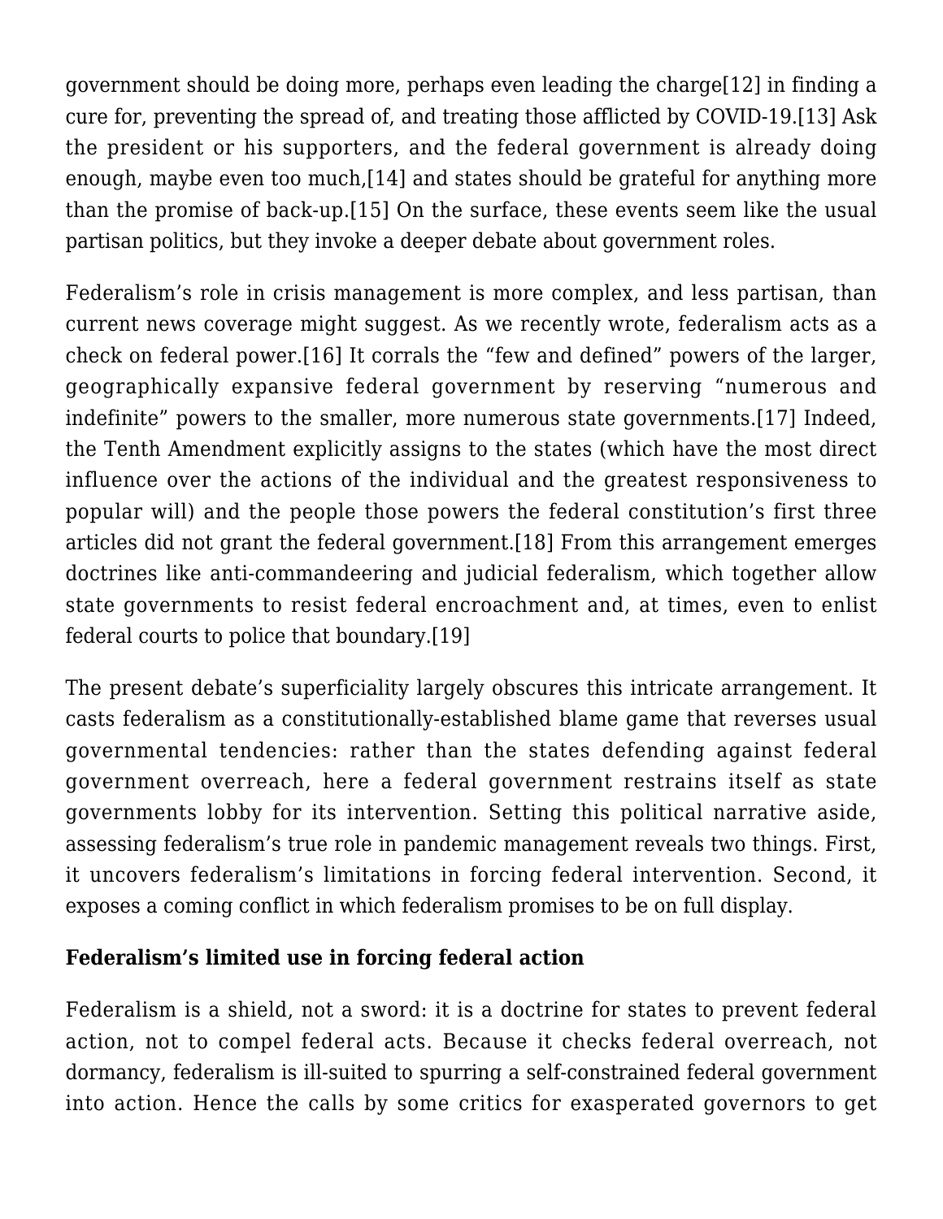government should be doing more, perhaps even leading the charge[12] in finding a cure for, preventing the spread of, and treating those afflicted by COVID-19.[13] Ask the president or his supporters, and the federal government is already doing enough, maybe even too much,[14] and states should be grateful for anything more than the promise of back-up.[15] On the surface, these events seem like the usual partisan politics, but they invoke a deeper debate about government roles.

Federalism's role in crisis management is more complex, and less partisan, than current news coverage might suggest. As we recently wrote, federalism acts as a check on federal power.[16] It corrals the "few and defined" powers of the larger, geographically expansive federal government by reserving "numerous and indefinite" powers to the smaller, more numerous state governments.[17] Indeed, the Tenth Amendment explicitly assigns to the states (which have the most direct influence over the actions of the individual and the greatest responsiveness to popular will) and the people those powers the federal constitution's first three articles did not grant the federal government.[18] From this arrangement emerges doctrines like anti-commandeering and judicial federalism, which together allow state governments to resist federal encroachment and, at times, even to enlist federal courts to police that boundary.[19]

The present debate's superficiality largely obscures this intricate arrangement. It casts federalism as a constitutionally-established blame game that reverses usual governmental tendencies: rather than the states defending against federal government overreach, here a federal government restrains itself as state governments lobby for its intervention. Setting this political narrative aside, assessing federalism's true role in pandemic management reveals two things. First, it uncovers federalism's limitations in forcing federal intervention. Second, it exposes a coming conflict in which federalism promises to be on full display.

**Federalism's limited use in forcing federal action**

Federalism is a shield, not a sword: it is a doctrine for states to prevent federal action, not to compel federal acts. Because it checks federal overreach, not dormancy, federalism is ill-suited to spurring a self-constrained federal government into action. Hence the calls by some critics for exasperated governors to get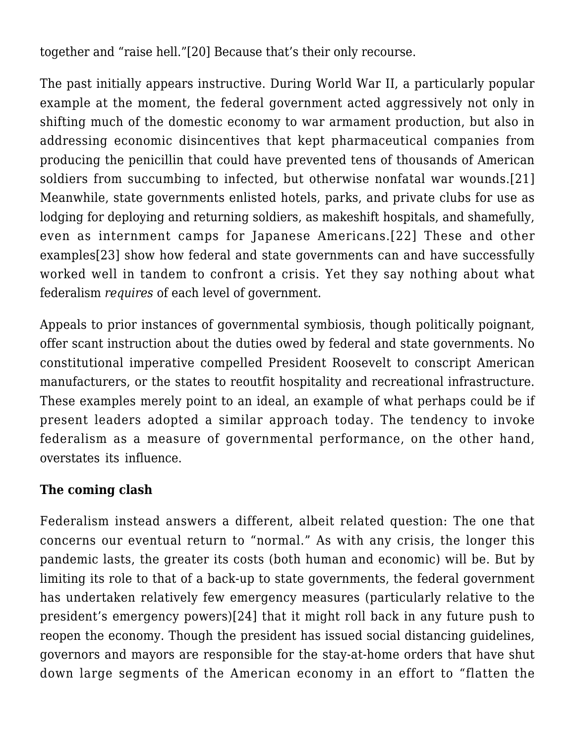together and "raise hell."[20] Because that's their only recourse.

The past initially appears instructive. During World War II, a particularly popular example at the moment, the federal government acted aggressively not only in shifting much of the domestic economy to war armament production, but also in addressing economic disincentives that kept pharmaceutical companies from producing the penicillin that could have prevented tens of thousands of American soldiers from succumbing to infected, but otherwise nonfatal war wounds.[21] Meanwhile, state governments enlisted hotels, parks, and private clubs for use as lodging for deploying and returning soldiers, as makeshift hospitals, and shamefully, even as internment camps for Japanese Americans.[22] These and other examples[23] show how federal and state governments can and have successfully worked well in tandem to confront a crisis. Yet they say nothing about what federalism *requires* of each level of government.

Appeals to prior instances of governmental symbiosis, though politically poignant, offer scant instruction about the duties owed by federal and state governments. No constitutional imperative compelled President Roosevelt to conscript American manufacturers, or the states to reoutfit hospitality and recreational infrastructure. These examples merely point to an ideal, an example of what perhaps could be if present leaders adopted a similar approach today. The tendency to invoke federalism as a measure of governmental performance, on the other hand, overstates its influence.

**The coming clash**

Federalism instead answers a different, albeit related question: The one that concerns our eventual return to "normal." As with any crisis, the longer this pandemic lasts, the greater its costs (both human and economic) will be. But by limiting its role to that of a back-up to state governments, the federal government has undertaken relatively few emergency measures (particularly relative to the president's emergency powers)[24] that it might roll back in any future push to reopen the economy. Though the president has issued social distancing guidelines, governors and mayors are responsible for the stay-at-home orders that have shut down large segments of the American economy in an effort to "flatten the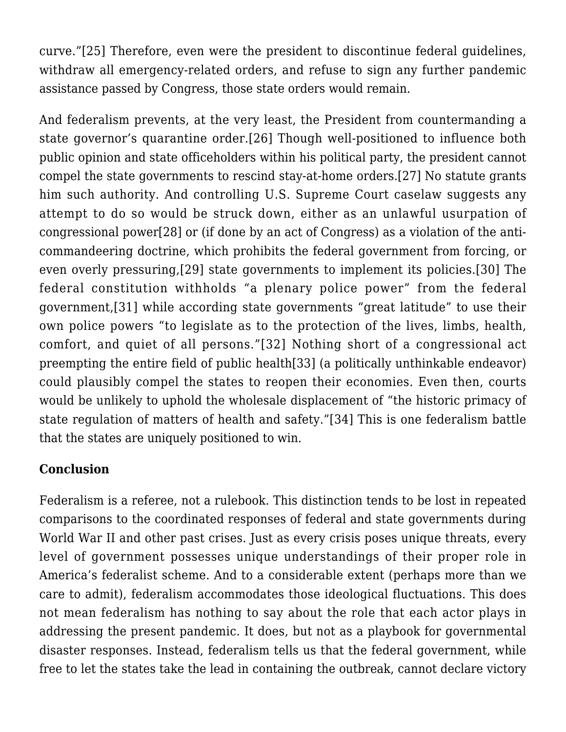curve."[25] Therefore, even were the president to discontinue federal guidelines, withdraw all emergency-related orders, and refuse to sign any further pandemic assistance passed by Congress, those state orders would remain.

And federalism prevents, at the very least, the President from countermanding a state governor's quarantine order.[26] Though well-positioned to influence both public opinion and state officeholders within his political party, the president cannot compel the state governments to rescind stay-at-home orders.[27] No statute grants him such authority. And controlling U.S. Supreme Court caselaw suggests any attempt to do so would be struck down, either as an unlawful usurpation of congressional power[28] or (if done by an act of Congress) as a violation of the anti-commandeering doctrine, which prohibits the federal government from forcing, or even overly pressuring,[29] state governments to implement its policies.[30] The federal constitution withholds "a plenary police power" from the federal government,[31] while according state governments "great latitude" to use their own police powers "to legislate as to the protection of the lives, limbs, health, comfort, and quiet of all persons."[32] Nothing short of a congressional act preempting the entire field of public health[33] (a politically unthinkable endeavor) could plausibly compel the states to reopen their economies. Even then, courts would be unlikely to uphold the wholesale displacement of "the historic primacy of state regulation of matters of health and safety."[34] This is one federalism battle that the states are uniquely positioned to win.

**Conclusion**

Federalism is a referee, not a rulebook. This distinction tends to be lost in repeated comparisons to the coordinated responses of federal and state governments during World War II and other past crises. Just as every crisis poses unique threats, every level of government possesses unique understandings of their proper role in America's federalist scheme. And to a considerable extent (perhaps more than we care to admit), federalism accommodates those ideological fluctuations. This does not mean federalism has nothing to say about the role that each actor plays in addressing the present pandemic. It does, but not as a playbook for governmental disaster responses. Instead, federalism tells us that the federal government, while free to let the states take the lead in containing the outbreak, cannot declare victory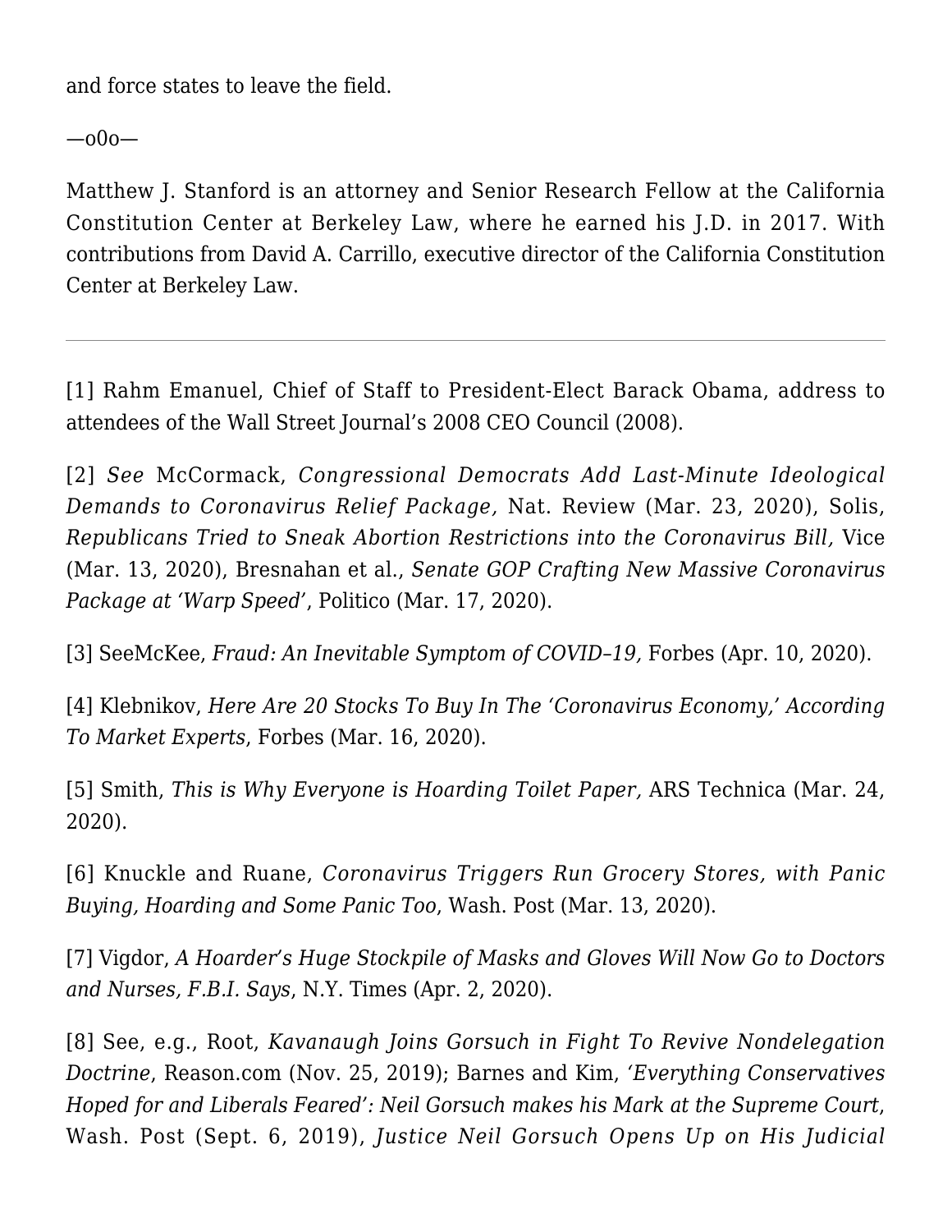and force states to leave the field.

—o0o—

Matthew J. Stanford is an attorney and Senior Research Fellow at the California Constitution Center at Berkeley Law, where he earned his J.D. in 2017. With contributions from David A. Carrillo, executive director of the California Constitution Center at Berkeley Law.

---

[1] Rahm Emanuel, Chief of Staff to President-Elect Barack Obama, address to attendees of the Wall Street Journal's 2008 CEO Council (2008).

[2] *See* McCormack, *Congressional Democrats Add Last-Minute Ideological Demands to Coronavirus Relief Package,* Nat. Review (Mar. 23, 2020), Solis, *Republicans Tried to Sneak Abortion Restrictions into the Coronavirus Bill,* Vice (Mar. 13, 2020), Bresnahan et al., *Senate GOP Crafting New Massive Coronavirus Package at 'Warp Speed'*, Politico (Mar. 17, 2020).

[3] SeeMcKee, *Fraud: An Inevitable Symptom of COVID–19,* Forbes (Apr. 10, 2020).

[4] Klebnikov, *Here Are 20 Stocks To Buy In The 'Coronavirus Economy,' According To Market Experts*, Forbes (Mar. 16, 2020).

[5] Smith, *This is Why Everyone is Hoarding Toilet Paper,* ARS Technica (Mar. 24, 2020).

[6] Knuckle and Ruane, *Coronavirus Triggers Run Grocery Stores, with Panic Buying, Hoarding and Some Panic Too*, Wash. Post (Mar. 13, 2020).

[7] Vigdor, *A Hoarder's Huge Stockpile of Masks and Gloves Will Now Go to Doctors and Nurses, F.B.I. Says*, N.Y. Times (Apr. 2, 2020).

[8] See, e.g., Root, *Kavanaugh Joins Gorsuch in Fight To Revive Nondelegation Doctrine*, Reason.com (Nov. 25, 2019); Barnes and Kim, *'Everything Conservatives Hoped for and Liberals Feared': Neil Gorsuch makes his Mark at the Supreme Court*, Wash. Post (Sept. 6, 2019), *Justice Neil Gorsuch Opens Up on His Judicial*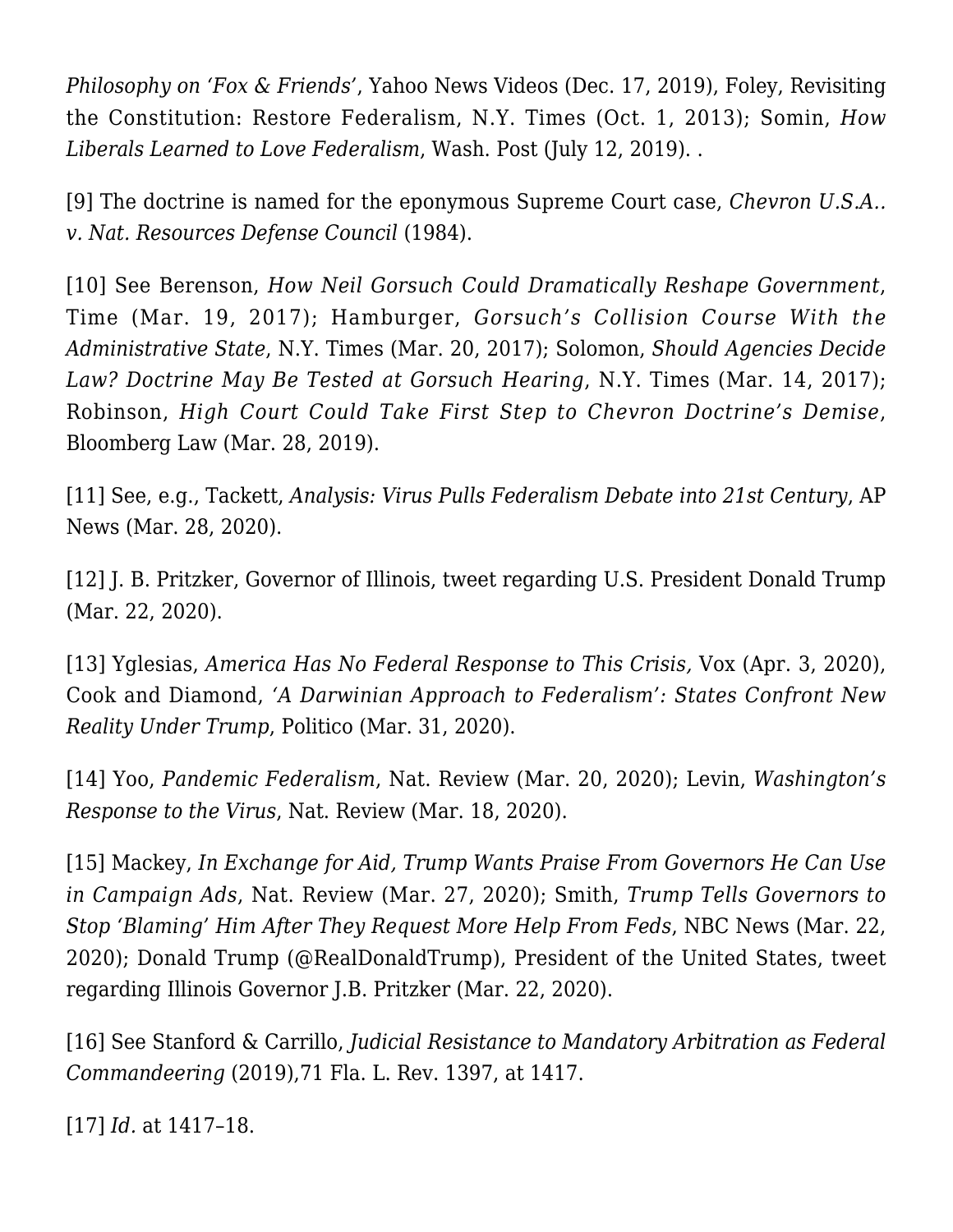*Philosophy on 'Fox & Friends'*, Yahoo News Videos (Dec. 17, 2019), Foley, Revisiting the Constitution: Restore Federalism, N.Y. Times (Oct. 1, 2013); Somin, *How Liberals Learned to Love Federalism*, Wash. Post (July 12, 2019). .

[9] The doctrine is named for the eponymous Supreme Court case, *Chevron U.S.A.. v. Nat. Resources Defense Council* (1984).

[10] See Berenson, *How Neil Gorsuch Could Dramatically Reshape Government*, Time (Mar. 19, 2017); Hamburger, *Gorsuch's Collision Course With the Administrative State*, N.Y. Times (Mar. 20, 2017); Solomon, *Should Agencies Decide Law? Doctrine May Be Tested at Gorsuch Hearing*, N.Y. Times (Mar. 14, 2017); Robinson, *High Court Could Take First Step to Chevron Doctrine's Demise*, Bloomberg Law (Mar. 28, 2019).

[11] See, e.g., Tackett, *Analysis: Virus Pulls Federalism Debate into 21st Century*, AP News (Mar. 28, 2020).

[12] J. B. Pritzker, Governor of Illinois, tweet regarding U.S. President Donald Trump (Mar. 22, 2020).

[13] Yglesias, *America Has No Federal Response to This Crisis,* Vox (Apr. 3, 2020), Cook and Diamond, *'A Darwinian Approach to Federalism': States Confront New Reality Under Trump*, Politico (Mar. 31, 2020).

[14] Yoo, *Pandemic Federalism*, Nat. Review (Mar. 20, 2020); Levin, *Washington's Response to the Virus*, Nat. Review (Mar. 18, 2020).

[15] Mackey, *In Exchange for Aid, Trump Wants Praise From Governors He Can Use in Campaign Ads*, Nat. Review (Mar. 27, 2020); Smith, *Trump Tells Governors to Stop 'Blaming' Him After They Request More Help From Feds*, NBC News (Mar. 22, 2020); Donald Trump (@RealDonaldTrump), President of the United States, tweet regarding Illinois Governor J.B. Pritzker (Mar. 22, 2020).

[16] See Stanford & Carrillo, *Judicial Resistance to Mandatory Arbitration as Federal Commandeering* (2019),71 Fla. L. Rev. 1397, at 1417.

[17] *Id.* at 1417–18.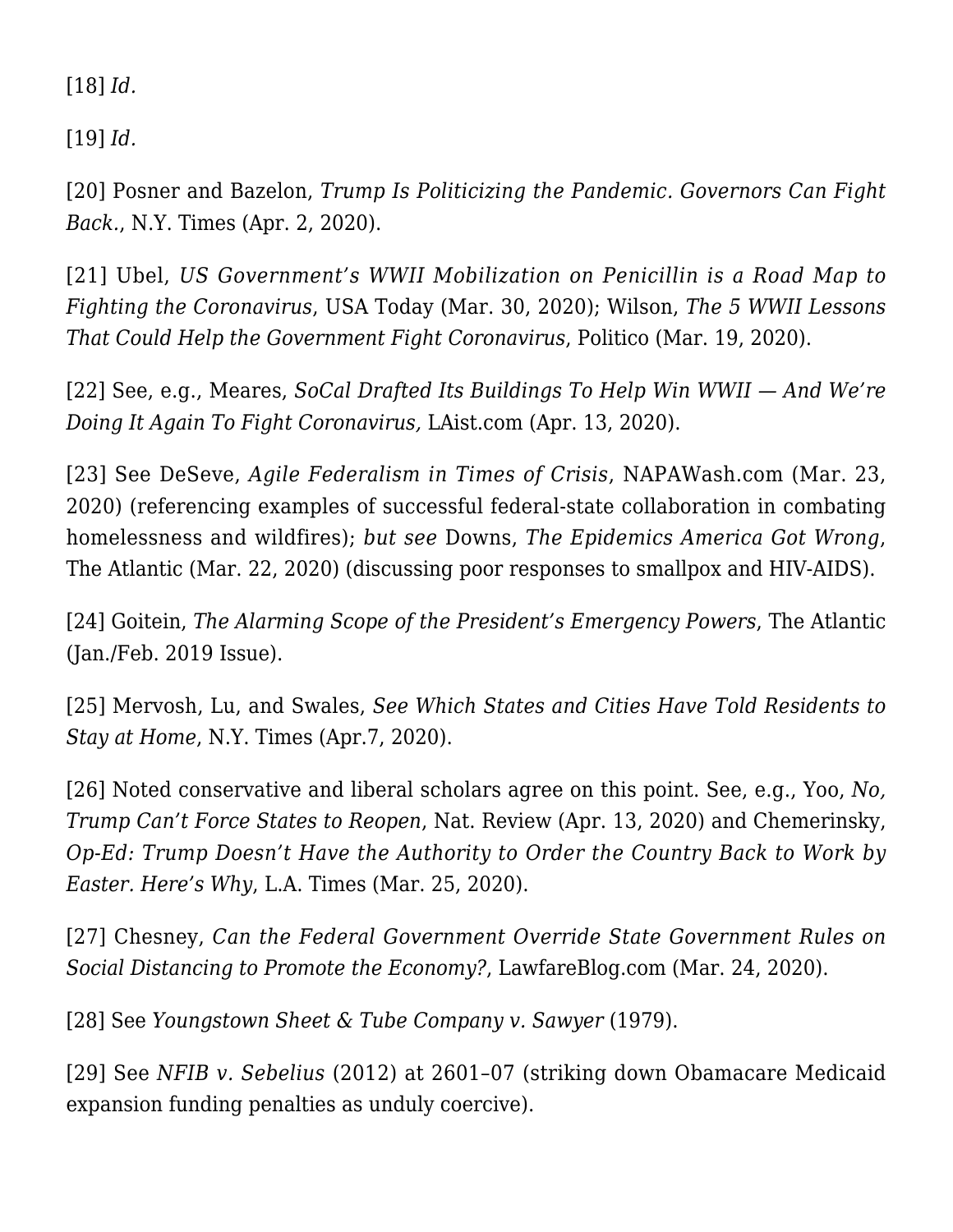[18] *Id.*

[19] *Id.*

[20] Posner and Bazelon, *Trump Is Politicizing the Pandemic. Governors Can Fight Back.*, N.Y. Times (Apr. 2, 2020).

[21] Ubel, *US Government's WWII Mobilization on Penicillin is a Road Map to Fighting the Coronavirus*, USA Today (Mar. 30, 2020); Wilson, *The 5 WWII Lessons That Could Help the Government Fight Coronavirus*, Politico (Mar. 19, 2020).

[22] See, e.g., Meares, *SoCal Drafted Its Buildings To Help Win WWII — And We're Doing It Again To Fight Coronavirus,* LAist.com (Apr. 13, 2020).

[23] See DeSeve, *Agile Federalism in Times of Crisis*, NAPAWash.com (Mar. 23, 2020) (referencing examples of successful federal-state collaboration in combating homelessness and wildfires); *but see* Downs, *The Epidemics America Got Wrong*, The Atlantic (Mar. 22, 2020) (discussing poor responses to smallpox and HIV-AIDS).

[24] Goitein, *The Alarming Scope of the President's Emergency Powers*, The Atlantic (Jan./Feb. 2019 Issue).

[25] Mervosh, Lu, and Swales, *See Which States and Cities Have Told Residents to Stay at Home*, N.Y. Times (Apr.7, 2020).

[26] Noted conservative and liberal scholars agree on this point. See, e.g., Yoo, *No, Trump Can't Force States to Reopen*, Nat. Review (Apr. 13, 2020) and Chemerinsky, *Op-Ed: Trump Doesn't Have the Authority to Order the Country Back to Work by Easter. Here's Why*, L.A. Times (Mar. 25, 2020).

[27] Chesney, *Can the Federal Government Override State Government Rules on Social Distancing to Promote the Economy?*, LawfareBlog.com (Mar. 24, 2020).

[28] See *Youngstown Sheet & Tube Company v. Sawyer* (1979).

[29] See *NFIB v. Sebelius* (2012) at 2601–07 (striking down Obamacare Medicaid expansion funding penalties as unduly coercive).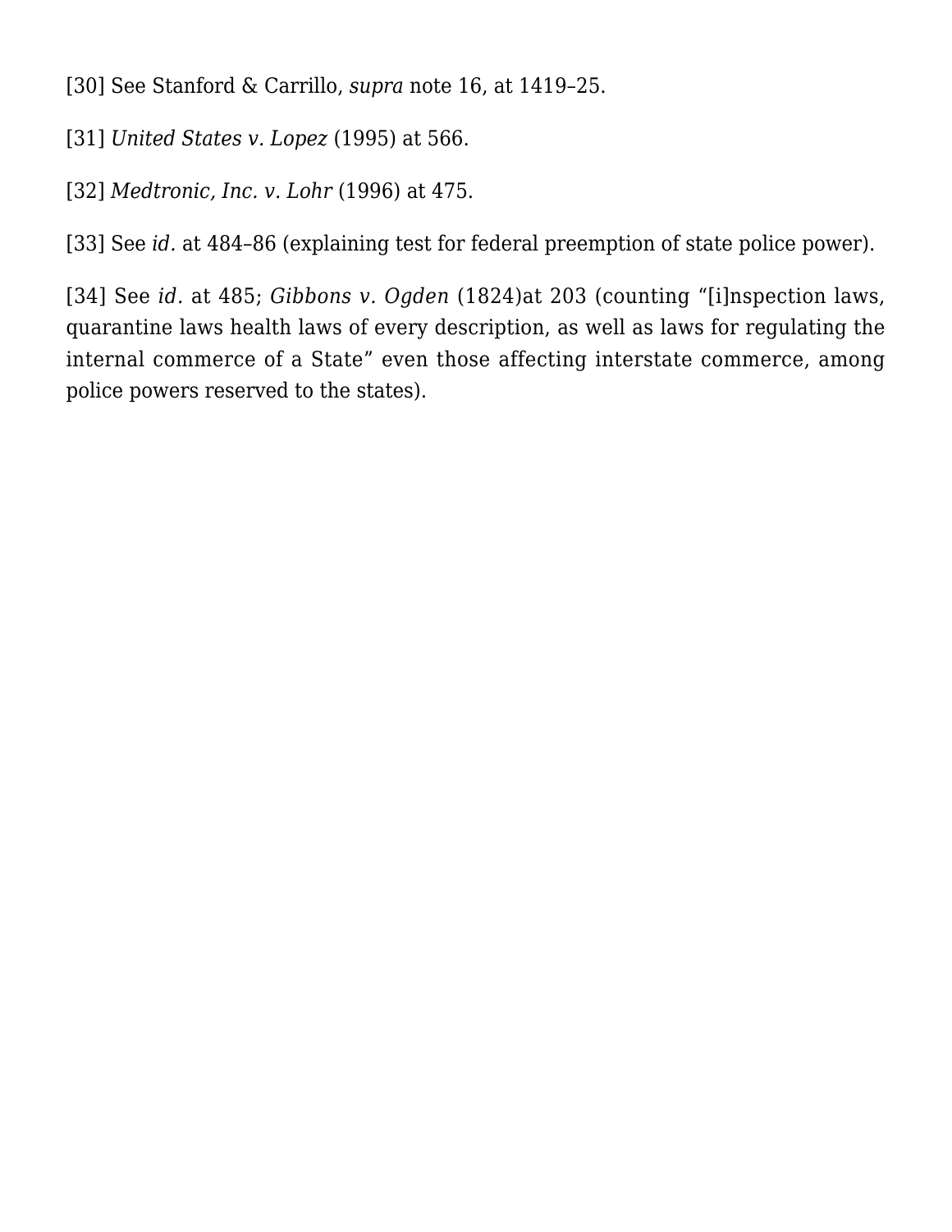[30] See Stanford & Carrillo, *supra* note 16, at 1419–25.

[31] *United States v. Lopez* (1995) at 566.

[32] *Medtronic, Inc. v. Lohr* (1996) at 475.

[33] See *id.* at 484–86 (explaining test for federal preemption of state police power).

[34] See *id.* at 485; *Gibbons v. Ogden* (1824)at 203 (counting "[i]nspection laws, quarantine laws health laws of every description, as well as laws for regulating the internal commerce of a State" even those affecting interstate commerce, among police powers reserved to the states).